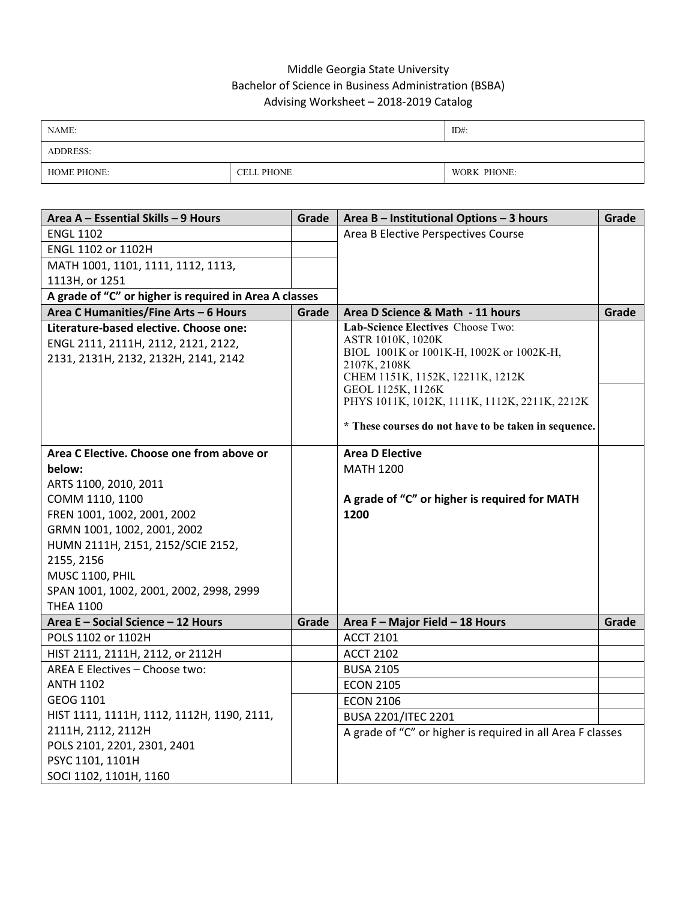Middle Georgia State University
Bachelor of Science in Business Administration (BSBA)
Advising Worksheet – 2018-2019 Catalog

| NAME: | | ID#: |
|---|---|---|
| ADDRESS: | | |
| HOME PHONE: | CELL PHONE | WORK PHONE: |

| Area A – Essential Skills – 9 Hours | Grade | Area B – Institutional Options – 3 hours | Grade |
|---|---|---|---|
| ENGL 1102 | | Area B Elective Perspectives Course | |
| ENGL 1102 or 1102H | | | |
| MATH 1001, 1101, 1111, 1112, 1113, 1113H, or 1251 | | | |
| **A grade of "C" or higher is required in Area A classes** | | | |
| **Area C Humanities/Fine Arts – 6 Hours** | **Grade** | **Area D Science & Math - 11 hours** | **Grade** |
| **Literature-based elective. Choose one:** ENGL 2111, 2111H, 2112, 2121, 2122, 2131, 2131H, 2132, 2132H, 2141, 2142 | | **Lab-Science Electives** Choose Two: ASTR 1010K, 1020K; BIOL 1001K or 1001K-H, 1002K or 1002K-H, 2107K, 2108K; CHEM 1151K, 1152K, 12211K, 1212K; GEOL 1125K, 1126K; PHYS 1011K, 1012K, 1111K, 1112K, 2211K, 2212K; **\* These courses do not have to be taken in sequence.** | |
| **Area C Elective. Choose one from above or below:** ARTS 1100, 2010, 2011; COMM 1110, 1100; FREN 1001, 1002, 2001, 2002; GRMN 1001, 1002, 2001, 2002; HUMN 2111H, 2151, 2152/SCIE 2152, 2155, 2156; MUSC 1100, PHIL; SPAN 1001, 1002, 2001, 2002, 2998, 2999; THEA 1100 | | **Area D Elective** MATH 1200; **A grade of "C" or higher is required for MATH 1200** | |
| **Area E – Social Science – 12 Hours** | **Grade** | **Area F – Major Field – 18 Hours** | **Grade** |
| POLS 1102 or 1102H | | ACCT 2101 | |
| HIST 2111, 2111H, 2112, or 2112H | | ACCT 2102 | |
| AREA E Electives – Choose two: | | BUSA 2105 | |
| ANTH 1102 | | ECON 2105 | |
| GEOG 1101 | | ECON 2106 | |
| HIST 1111, 1111H, 1112, 1112H, 1190, 2111, 2111H, 2112, 2112H | | BUSA 2201/ITEC 2201 | |
| POLS 2101, 2201, 2301, 2401 | | A grade of "C" or higher is required in all Area F classes | |
| PSYC 1101, 1101H | | | |
| SOCI 1102, 1101H, 1160 | | | |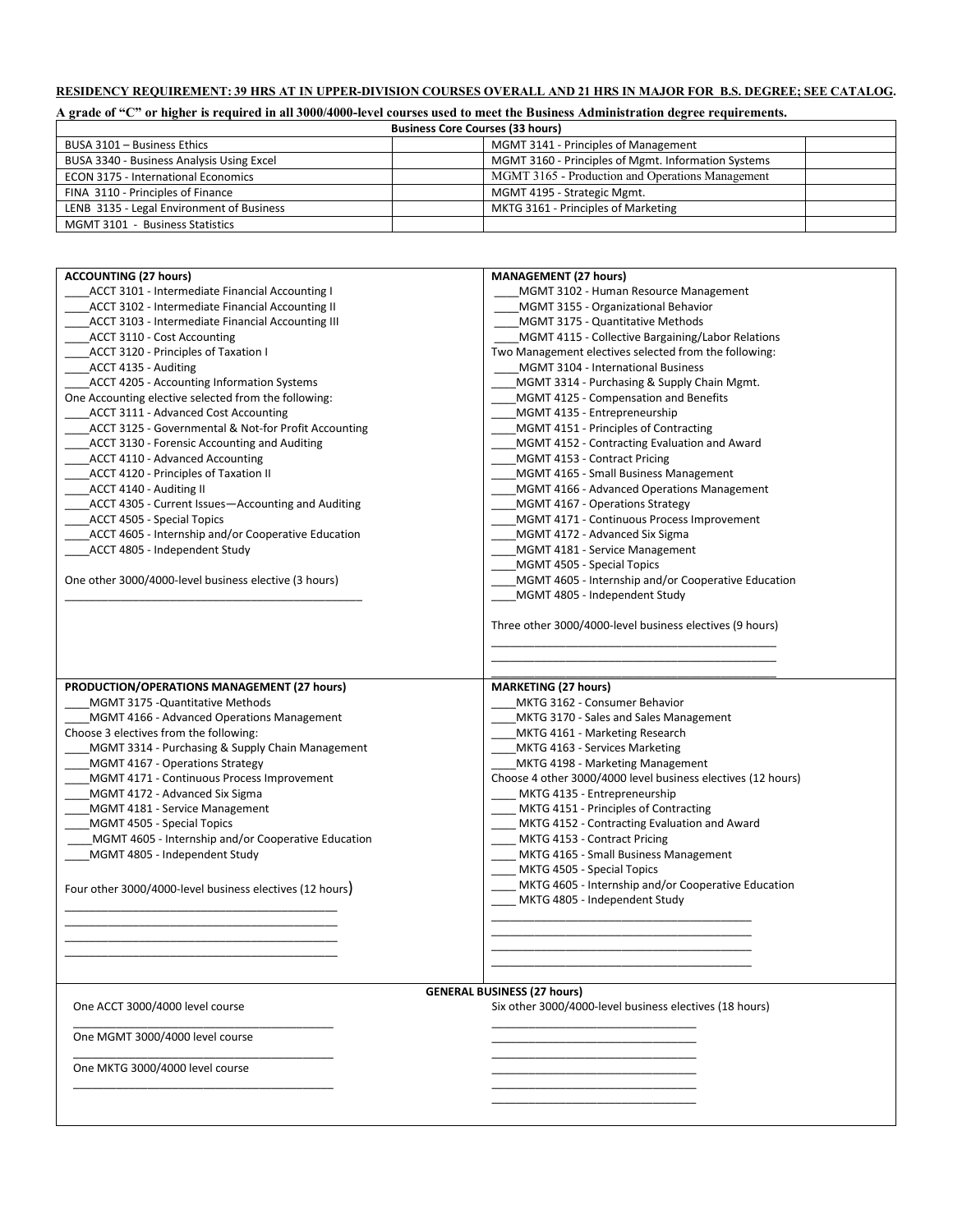**RESIDENCY REQUIREMENT: 39 HRS AT IN UPPER-DIVISION COURSES OVERALL AND 21 HRS IN MAJOR FOR B.S. DEGREE; SEE CATALOG.**

**A grade of "C" or higher is required in all 3000/4000-level courses used to meet the Business Administration degree requirements.**

| Business Core Courses (33 hours) | | | |
|---|---|---|---|
| BUSA 3101 – Business Ethics | | MGMT 3141 - Principles of Management | |
| BUSA 3340 - Business Analysis Using Excel | | MGMT 3160 - Principles of Mgmt. Information Systems | |
| ECON 3175 - International Economics | | MGMT 3165 - Production and Operations Management | |
| FINA 3110 - Principles of Finance | | MGMT 4195 - Strategic Mgmt. | |
| LENB 3135 - Legal Environment of Business | | MKTG 3161 - Principles of Marketing | |
| MGMT 3101 - Business Statistics | | | |

**ACCOUNTING (27 hours)**

____ACCT 3101 - Intermediate Financial Accounting I
____ACCT 3102 - Intermediate Financial Accounting II
____ACCT 3103 - Intermediate Financial Accounting III
____ACCT 3110 - Cost Accounting
____ACCT 3120 - Principles of Taxation I
____ACCT 4135 - Auditing
____ACCT 4205 - Accounting Information Systems

One Accounting elective selected from the following:

____ACCT 3111 - Advanced Cost Accounting
____ACCT 3125 - Governmental & Not-for Profit Accounting
____ACCT 3130 - Forensic Accounting and Auditing
____ACCT 4110 - Advanced Accounting
____ACCT 4120 - Principles of Taxation II
____ACCT 4140 - Auditing II
____ACCT 4305 - Current Issues—Accounting and Auditing
____ACCT 4505 - Special Topics
____ACCT 4605 - Internship and/or Cooperative Education
____ACCT 4805 - Independent Study

One other 3000/4000-level business elective (3 hours)

______________________________

**MANAGEMENT (27 hours)**

____MGMT 3102 - Human Resource Management
____MGMT 3155 - Organizational Behavior
____MGMT 3175 - Quantitative Methods
____MGMT 4115 - Collective Bargaining/Labor Relations

Two Management electives selected from the following:

____MGMT 3104 - International Business
____MGMT 3314 - Purchasing & Supply Chain Mgmt.
____MGMT 4125 - Compensation and Benefits
____MGMT 4135 - Entrepreneurship
____MGMT 4151 - Principles of Contracting
____MGMT 4152 - Contracting Evaluation and Award
____MGMT 4153 - Contract Pricing
____MGMT 4165 - Small Business Management
____MGMT 4166 - Advanced Operations Management
____MGMT 4167 - Operations Strategy
____MGMT 4171 - Continuous Process Improvement
____MGMT 4172 - Advanced Six Sigma
____MGMT 4181 - Service Management
____MGMT 4505 - Special Topics
____MGMT 4605 - Internship and/or Cooperative Education
____MGMT 4805 - Independent Study

Three other 3000/4000-level business electives (9 hours)

______________________________
______________________________
______________________________

**PRODUCTION/OPERATIONS MANAGEMENT (27 hours)**

____MGMT 3175 -Quantitative Methods
____MGMT 4166 - Advanced Operations Management

Choose 3 electives from the following:

____MGMT 3314 - Purchasing & Supply Chain Management
____MGMT 4167 - Operations Strategy
____MGMT 4171 - Continuous Process Improvement
____MGMT 4172 - Advanced Six Sigma
____MGMT 4181 - Service Management
____MGMT 4505 - Special Topics
____MGMT 4605 - Internship and/or Cooperative Education
____MGMT 4805 - Independent Study

Four other 3000/4000-level business electives (12 hours)

______________________________
______________________________
______________________________
______________________________

**MARKETING (27 hours)**

____MKTG 3162 - Consumer Behavior
____MKTG 3170 - Sales and Sales Management
____MKTG 4161 - Marketing Research
____MKTG 4163 - Services Marketing
____MKTG 4198 - Marketing Management

Choose 4 other 3000/4000 level business electives (12 hours)

____ MKTG 4135 - Entrepreneurship
____ MKTG 4151 - Principles of Contracting
____ MKTG 4152 - Contracting Evaluation and Award
____ MKTG 4153 - Contract Pricing
____ MKTG 4165 - Small Business Management
____ MKTG 4505 - Special Topics
____ MKTG 4605 - Internship and/or Cooperative Education
____ MKTG 4805 - Independent Study

______________________________
______________________________
______________________________
______________________________

**GENERAL BUSINESS (27 hours)**

One ACCT 3000/4000 level course

______________________________

One MGMT 3000/4000 level course

______________________________

One MKTG 3000/4000 level course

______________________________

Six other 3000/4000-level business electives (18 hours)

______________________________
______________________________
______________________________
______________________________
______________________________
______________________________